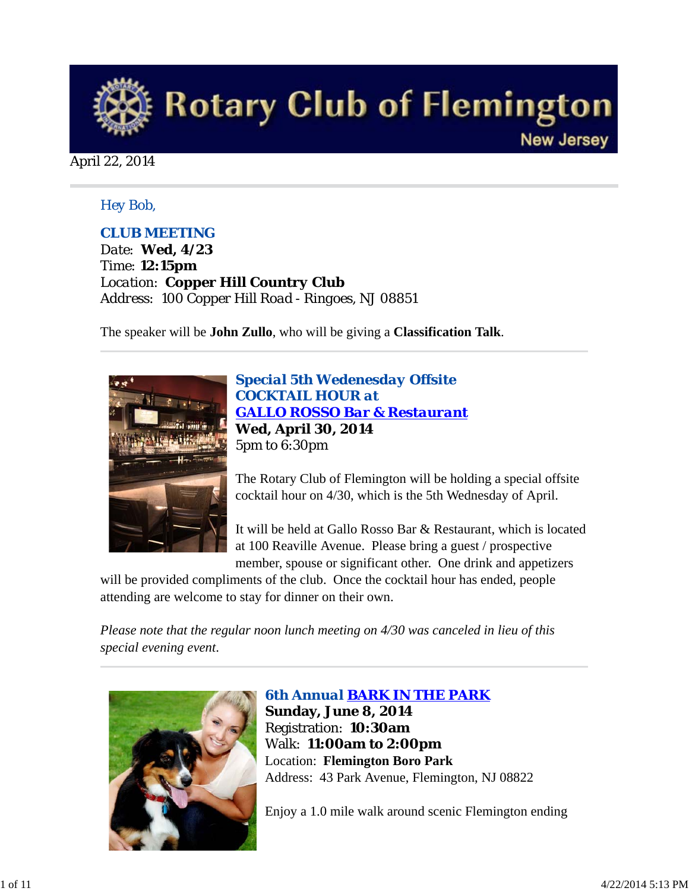# Rotary Club of Flemington

New Jersey

April 22, 2014

Hey Bob,

## CLUB MEETING

Date: **Wed, 4/23**
Time: **12:15pm**
Location: **Copper Hill Country Club**
Address: 100 Copper Hill Road - Ringoes, NJ 08851

The speaker will be **John Zullo**, who will be giving a **Classification Talk**.

---

## Special 5th Wedenesday Offsite COCKTAIL HOUR at GALLO ROSSO Bar & Restaurant

**Wed, April 30, 2014**
5pm to 6:30pm

The Rotary Club of Flemington will be holding a special offsite cocktail hour on 4/30, which is the 5th Wednesday of April.

It will be held at Gallo Rosso Bar & Restaurant, which is located at 100 Reaville Avenue. Please bring a guest / prospective member, spouse or significant other. One drink and appetizers will be provided compliments of the club. Once the cocktail hour has ended, people attending are welcome to stay for dinner on their own.

*Please note that the regular noon lunch meeting on 4/30 was canceled in lieu of this special evening event.*

---

## 6th Annual BARK IN THE PARK

**Sunday, June 8, 2014**
Registration: **10:30am**
Walk: **11:00am to 2:00pm**
Location: **Flemington Boro Park**
Address: 43 Park Avenue, Flemington, NJ 08822

Enjoy a 1.0 mile walk around scenic Flemington ending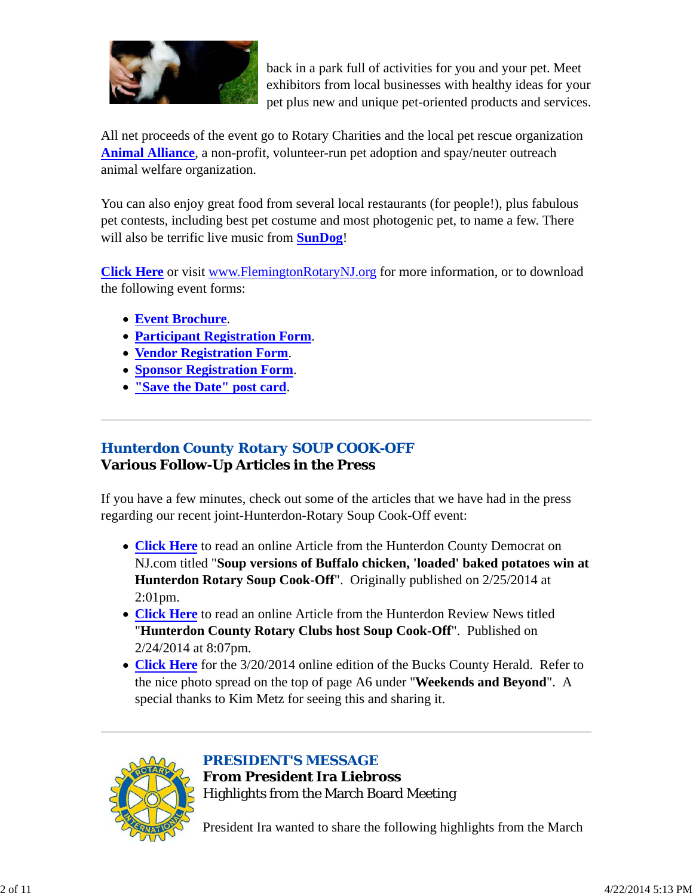back in a park full of activities for you and your pet. Meet exhibitors from local businesses with healthy ideas for your pet plus new and unique pet-oriented products and services.

All net proceeds of the event go to Rotary Charities and the local pet rescue organization **Animal Alliance**, a non-profit, volunteer-run pet adoption and spay/neuter outreach animal welfare organization.

You can also enjoy great food from several local restaurants (for people!), plus fabulous pet contests, including best pet costume and most photogenic pet, to name a few. There will also be terrific live music from **SunDog**!

**Click Here** or visit www.FlemingtonRotaryNJ.org for more information, or to download the following event forms:

- **Event Brochure**.
- **Participant Registration Form**.
- **Vendor Registration Form**.
- **Sponsor Registration Form**.
- **"Save the Date" post card**.

---

## Hunterdon County Rotary SOUP COOK-OFF
### Various Follow-Up Articles in the Press

If you have a few minutes, check out some of the articles that we have had in the press regarding our recent joint-Hunterdon-Rotary Soup Cook-Off event:

- **Click Here** to read an online Article from the Hunterdon County Democrat on NJ.com titled "**Soup versions of Buffalo chicken, 'loaded' baked potatoes win at Hunterdon Rotary Soup Cook-Off**". Originally published on 2/25/2014 at 2:01pm.
- **Click Here** to read an online Article from the Hunterdon Review News titled "**Hunterdon County Rotary Clubs host Soup Cook-Off**". Published on 2/24/2014 at 8:07pm.
- **Click Here** for the 3/20/2014 online edition of the Bucks County Herald. Refer to the nice photo spread on the top of page A6 under "**Weekends and Beyond**". A special thanks to Kim Metz for seeing this and sharing it.

---

## PRESIDENT'S MESSAGE
### From President Ira Liebross
Highlights from the March Board Meeting

President Ira wanted to share the following highlights from the March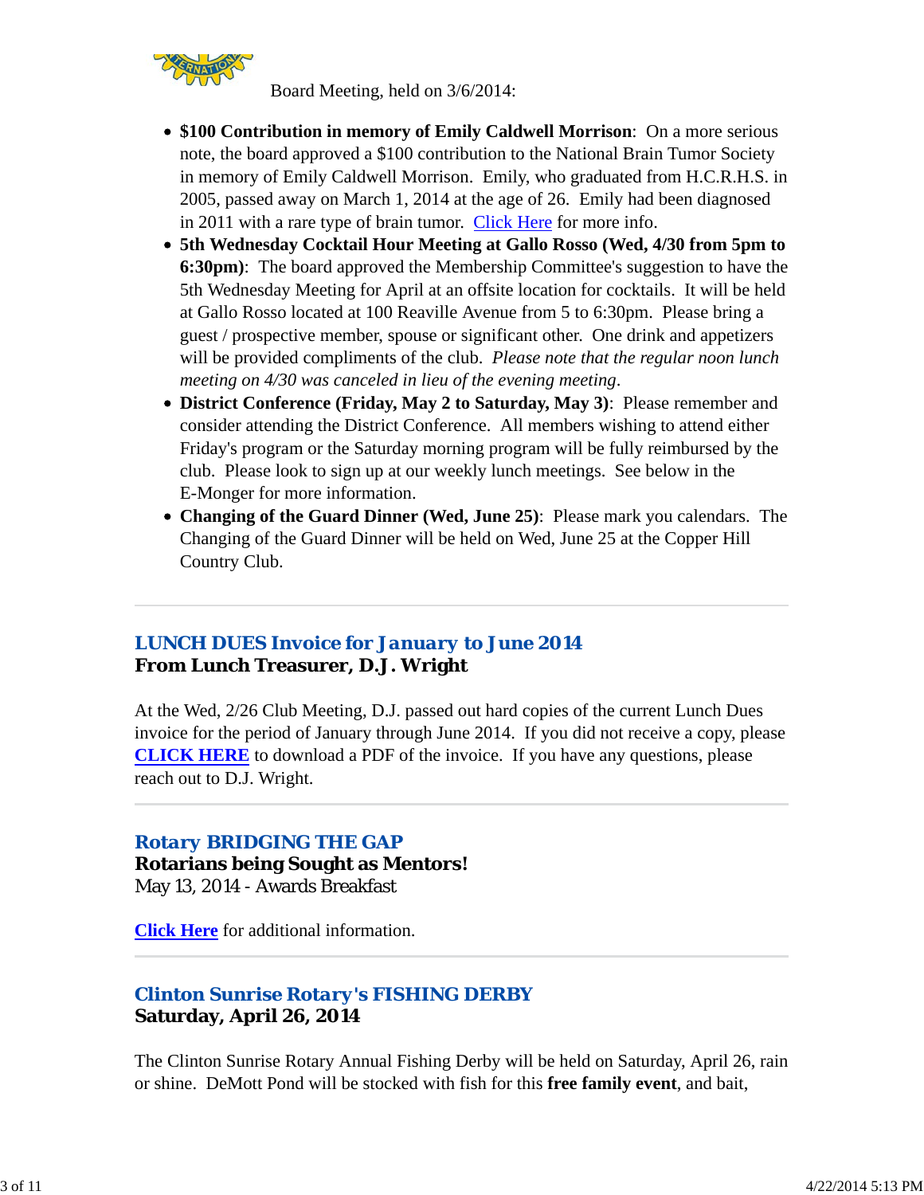Board Meeting, held on 3/6/2014:

- **$100 Contribution in memory of Emily Caldwell Morrison**: On a more serious note, the board approved a $100 contribution to the National Brain Tumor Society in memory of Emily Caldwell Morrison. Emily, who graduated from H.C.R.H.S. in 2005, passed away on March 1, 2014 at the age of 26. Emily had been diagnosed in 2011 with a rare type of brain tumor. Click Here for more info.
- **5th Wednesday Cocktail Hour Meeting at Gallo Rosso (Wed, 4/30 from 5pm to 6:30pm)**: The board approved the Membership Committee's suggestion to have the 5th Wednesday Meeting for April at an offsite location for cocktails. It will be held at Gallo Rosso located at 100 Reaville Avenue from 5 to 6:30pm. Please bring a guest / prospective member, spouse or significant other. One drink and appetizers will be provided compliments of the club. *Please note that the regular noon lunch meeting on 4/30 was canceled in lieu of the evening meeting*.
- **District Conference (Friday, May 2 to Saturday, May 3)**: Please remember and consider attending the District Conference. All members wishing to attend either Friday's program or the Saturday morning program will be fully reimbursed by the club. Please look to sign up at our weekly lunch meetings. See below in the E-Monger for more information.
- **Changing of the Guard Dinner (Wed, June 25)**: Please mark you calendars. The Changing of the Guard Dinner will be held on Wed, June 25 at the Copper Hill Country Club.

---

## LUNCH DUES Invoice for January to June 2014
**From Lunch Treasurer, D.J. Wright**

At the Wed, 2/26 Club Meeting, D.J. passed out hard copies of the current Lunch Dues invoice for the period of January through June 2014. If you did not receive a copy, please **CLICK HERE** to download a PDF of the invoice. If you have any questions, please reach out to D.J. Wright.

---

## Rotary BRIDGING THE GAP
**Rotarians being Sought as Mentors!**
May 13, 2014 - Awards Breakfast

**Click Here** for additional information.

---

## Clinton Sunrise Rotary's FISHING DERBY
**Saturday, April 26, 2014**

The Clinton Sunrise Rotary Annual Fishing Derby will be held on Saturday, April 26, rain or shine. DeMott Pond will be stocked with fish for this **free family event**, and bait,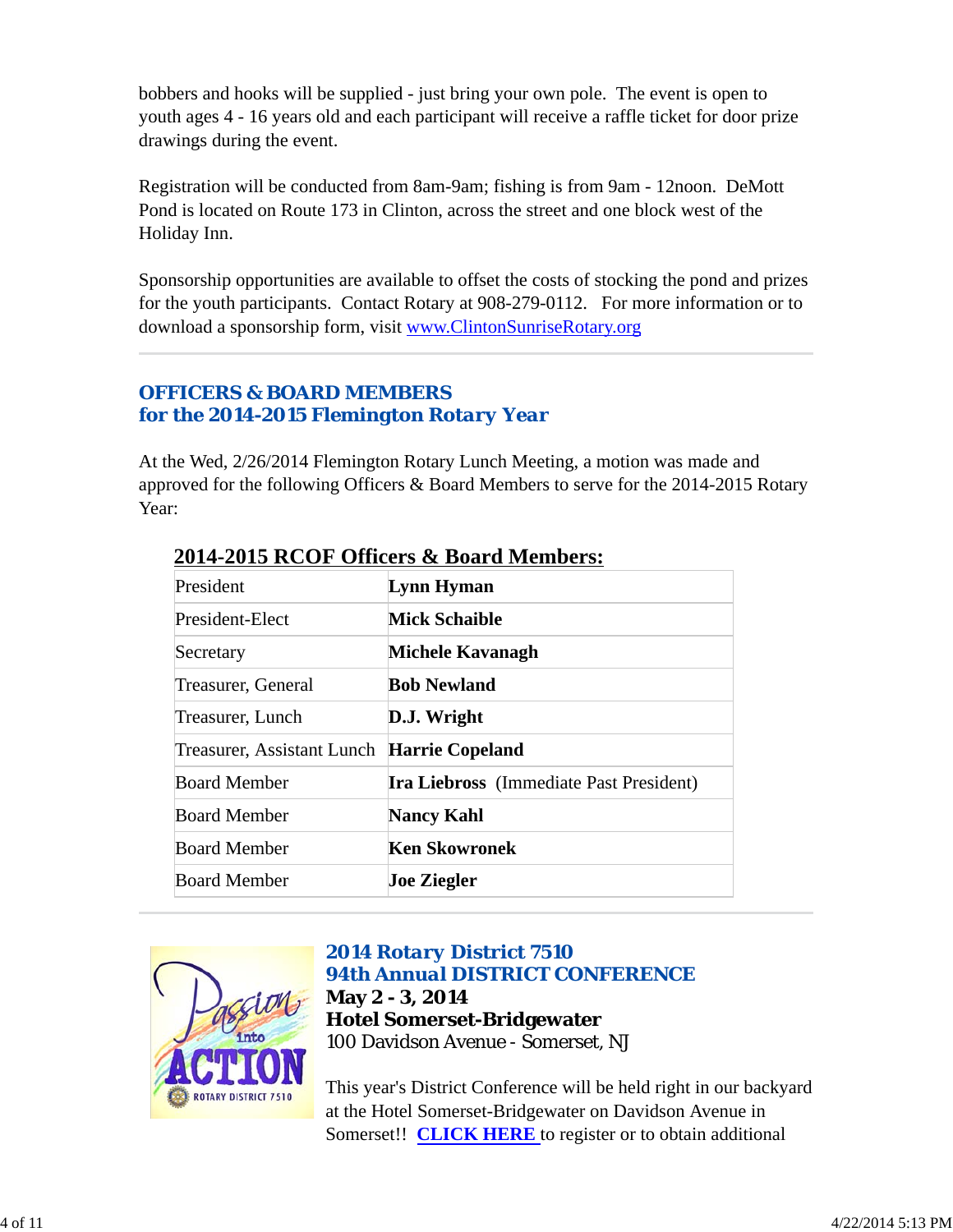bobbers and hooks will be supplied - just bring your own pole. The event is open to youth ages 4 - 16 years old and each participant will receive a raffle ticket for door prize drawings during the event.

Registration will be conducted from 8am-9am; fishing is from 9am - 12noon. DeMott Pond is located on Route 173 in Clinton, across the street and one block west of the Holiday Inn.

Sponsorship opportunities are available to offset the costs of stocking the pond and prizes for the youth participants. Contact Rotary at 908-279-0112. For more information or to download a sponsorship form, visit [www.ClintonSunriseRotary.org](http://www.ClintonSunriseRotary.org)

---

## OFFICERS & BOARD MEMBERS
## for the 2014-2015 Flemington Rotary Year

At the Wed, 2/26/2014 Flemington Rotary Lunch Meeting, a motion was made and approved for the following Officers & Board Members to serve for the 2014-2015 Rotary Year:

**2014-2015 RCOF Officers & Board Members:**

| Position | Name |
|---|---|
| President | **Lynn Hyman** |
| President-Elect | **Mick Schaible** |
| Secretary | **Michele Kavanagh** |
| Treasurer, General | **Bob Newland** |
| Treasurer, Lunch | **D.J. Wright** |
| Treasurer, Assistant Lunch | **Harrie Copeland** |
| Board Member | **Ira Liebross** (Immediate Past President) |
| Board Member | **Nancy Kahl** |
| Board Member | **Ken Skowronek** |
| Board Member | **Joe Ziegler** |

---

## 2014 Rotary District 7510
## 94th Annual DISTRICT CONFERENCE

**May 2 - 3, 2014**
**Hotel Somerset-Bridgewater**
100 Davidson Avenue - Somerset, NJ

This year's District Conference will be held right in our backyard at the Hotel Somerset-Bridgewater on Davidson Avenue in Somerset!! **CLICK HERE** to register or to obtain additional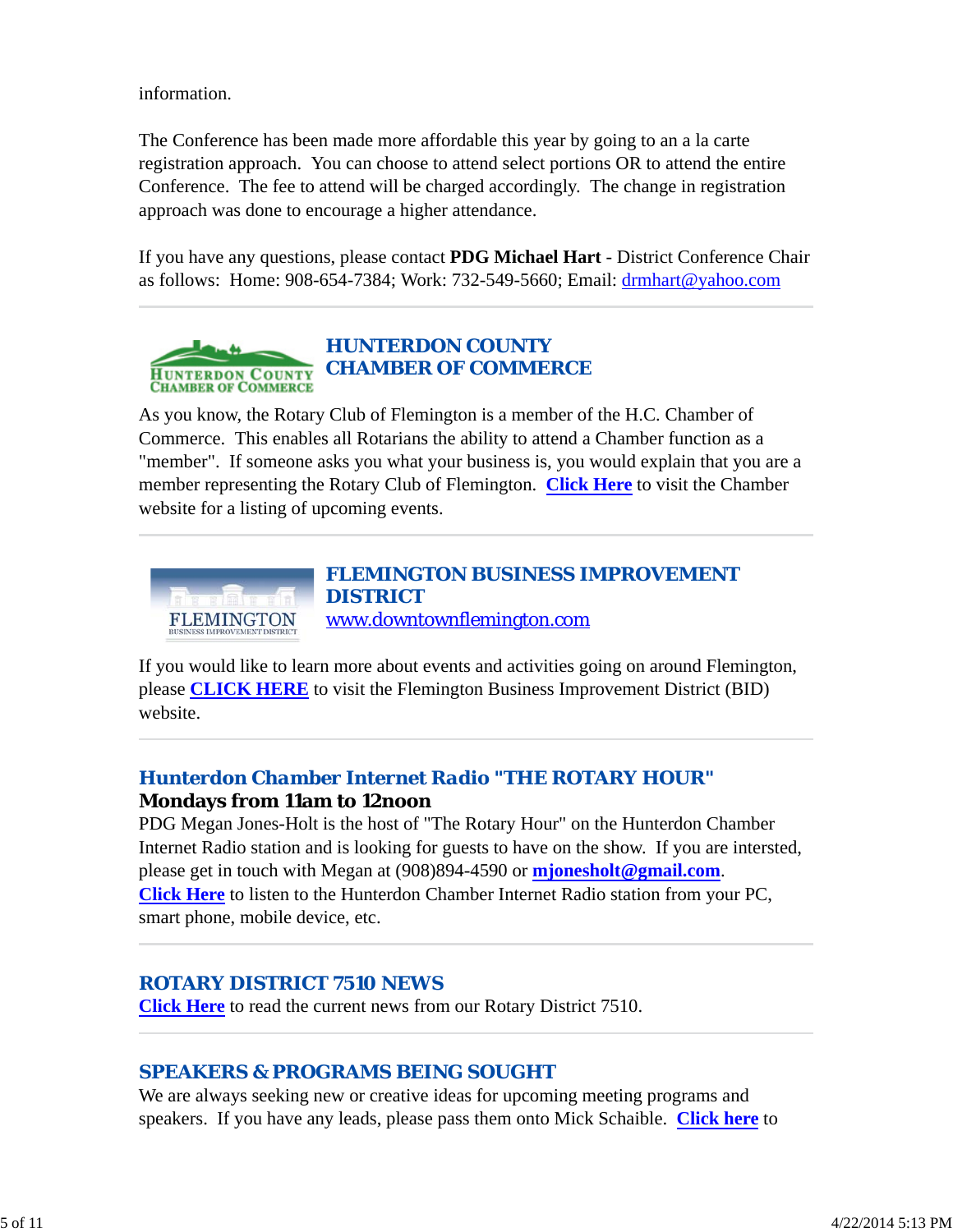information.

The Conference has been made more affordable this year by going to an a la carte registration approach. You can choose to attend select portions OR to attend the entire Conference. The fee to attend will be charged accordingly. The change in registration approach was done to encourage a higher attendance.

If you have any questions, please contact **PDG Michael Hart** - District Conference Chair as follows: Home: 908-654-7384; Work: 732-549-5660; Email: drmhart@yahoo.com

---

## HUNTERDON COUNTY CHAMBER OF COMMERCE

As you know, the Rotary Club of Flemington is a member of the H.C. Chamber of Commerce. This enables all Rotarians the ability to attend a Chamber function as a "member". If someone asks you what your business is, you would explain that you are a member representing the Rotary Club of Flemington. **Click Here** to visit the Chamber website for a listing of upcoming events.

---

## FLEMINGTON BUSINESS IMPROVEMENT DISTRICT

www.downtownflemington.com

If you would like to learn more about events and activities going on around Flemington, please **CLICK HERE** to visit the Flemington Business Improvement District (BID) website.

---

## Hunterdon Chamber Internet Radio "THE ROTARY HOUR"

**Mondays from 11am to 12noon**

PDG Megan Jones-Holt is the host of "The Rotary Hour" on the Hunterdon Chamber Internet Radio station and is looking for guests to have on the show. If you are intersted, please get in touch with Megan at (908)894-4590 or **mjonesholt@gmail.com**. **Click Here** to listen to the Hunterdon Chamber Internet Radio station from your PC, smart phone, mobile device, etc.

---

## ROTARY DISTRICT 7510 NEWS

**Click Here** to read the current news from our Rotary District 7510.

---

## SPEAKERS & PROGRAMS BEING SOUGHT

We are always seeking new or creative ideas for upcoming meeting programs and speakers. If you have any leads, please pass them onto Mick Schaible. **Click here** to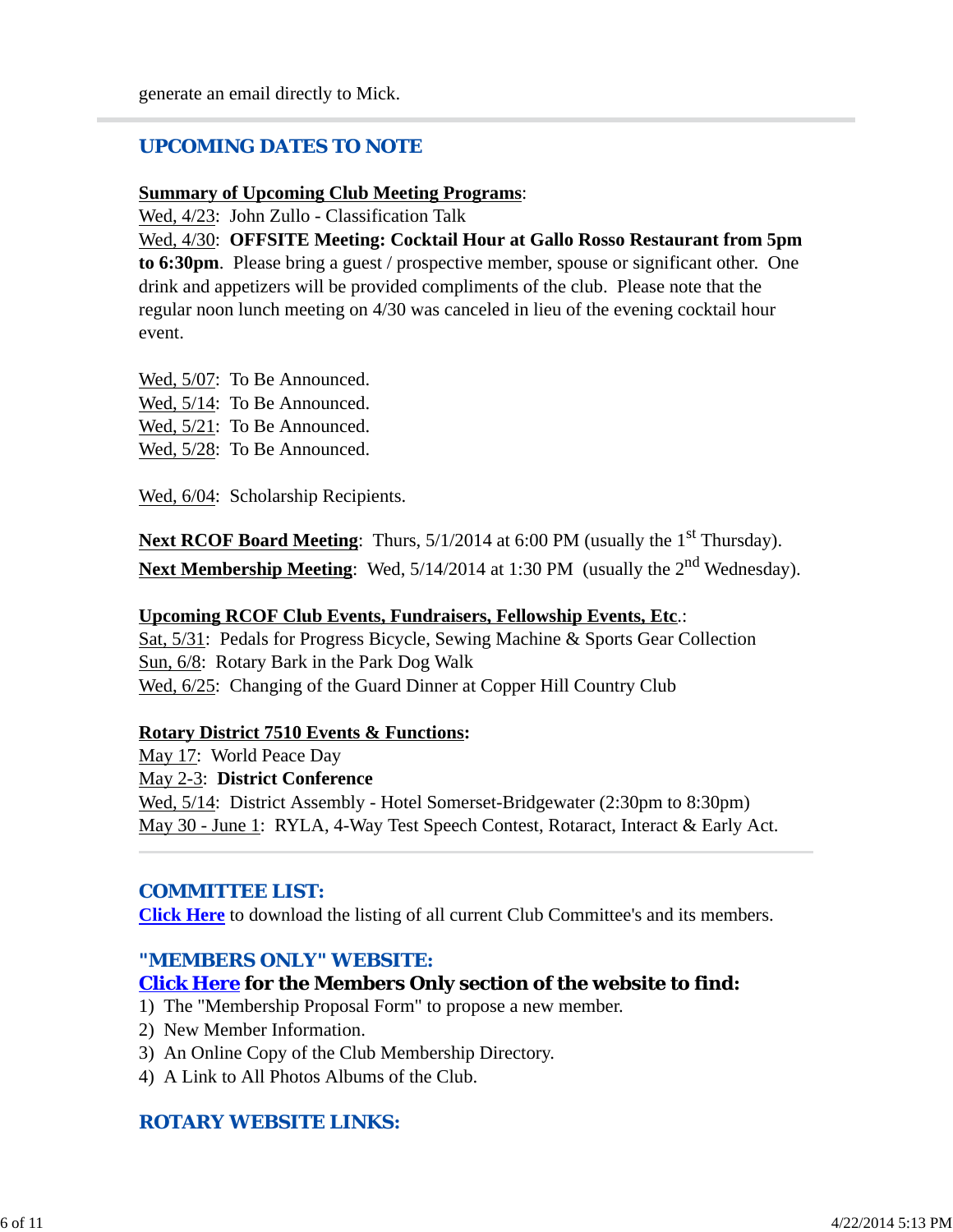generate an email directly to Mick.

## UPCOMING DATES TO NOTE

**Summary of Upcoming Club Meeting Programs**:
Wed, 4/23: John Zullo - Classification Talk
Wed, 4/30: **OFFSITE Meeting: Cocktail Hour at Gallo Rosso Restaurant from 5pm to 6:30pm**. Please bring a guest / prospective member, spouse or significant other. One drink and appetizers will be provided compliments of the club. Please note that the regular noon lunch meeting on 4/30 was canceled in lieu of the evening cocktail hour event.

Wed, 5/07: To Be Announced.
Wed, 5/14: To Be Announced.
Wed, 5/21: To Be Announced.
Wed, 5/28: To Be Announced.

Wed, 6/04: Scholarship Recipients.

**Next RCOF Board Meeting**: Thurs, 5/1/2014 at 6:00 PM (usually the 1st Thursday).
**Next Membership Meeting**: Wed, 5/14/2014 at 1:30 PM (usually the 2nd Wednesday).

**Upcoming RCOF Club Events, Fundraisers, Fellowship Events, Etc**.:
Sat, 5/31: Pedals for Progress Bicycle, Sewing Machine & Sports Gear Collection
Sun, 6/8: Rotary Bark in the Park Dog Walk
Wed, 6/25: Changing of the Guard Dinner at Copper Hill Country Club

**Rotary District 7510 Events & Functions:**
May 17: World Peace Day
May 2-3: **District Conference**
Wed, 5/14: District Assembly - Hotel Somerset-Bridgewater (2:30pm to 8:30pm)
May 30 - June 1: RYLA, 4-Way Test Speech Contest, Rotaract, Interact & Early Act.

## COMMITTEE LIST:

Click Here to download the listing of all current Club Committee's and its members.

## "MEMBERS ONLY" WEBSITE:

**Click Here for the Members Only section of the website to find:**

1) The "Membership Proposal Form" to propose a new member.
2) New Member Information.
3) An Online Copy of the Club Membership Directory.
4) A Link to All Photos Albums of the Club.

## ROTARY WEBSITE LINKS: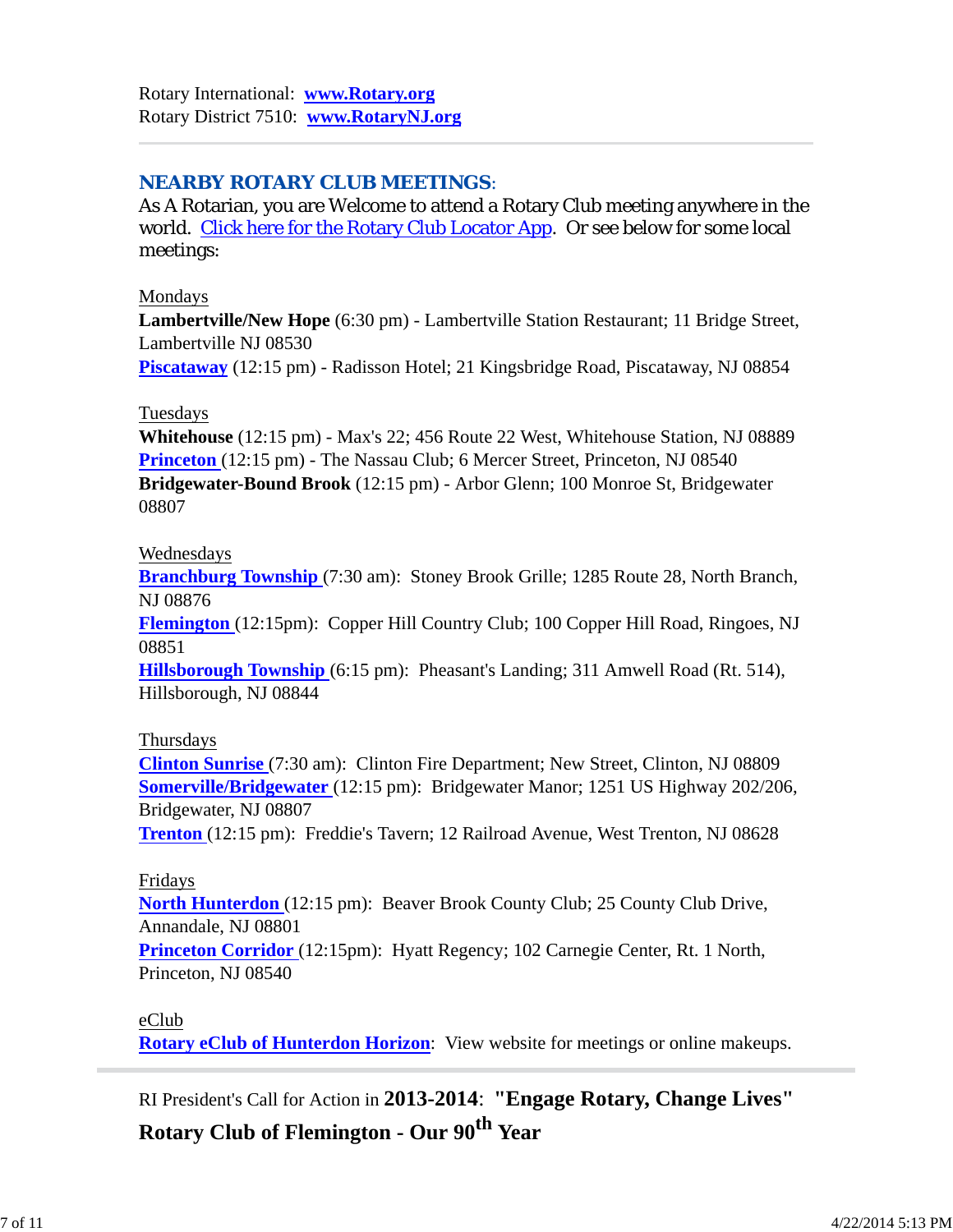Rotary International: **www.Rotary.org**
Rotary District 7510: **www.RotaryNJ.org**

---

## NEARBY ROTARY CLUB MEETINGS:

As A Rotarian, you are Welcome to attend a Rotary Club meeting anywhere in the world. Click here for the Rotary Club Locator App. Or see below for some local meetings:

Mondays

**Lambertville/New Hope** (6:30 pm) - Lambertville Station Restaurant; 11 Bridge Street, Lambertville NJ 08530
**Piscataway** (12:15 pm) - Radisson Hotel; 21 Kingsbridge Road, Piscataway, NJ 08854

Tuesdays

**Whitehouse** (12:15 pm) - Max's 22; 456 Route 22 West, Whitehouse Station, NJ 08889
**Princeton** (12:15 pm) - The Nassau Club; 6 Mercer Street, Princeton, NJ 08540
**Bridgewater-Bound Brook** (12:15 pm) - Arbor Glenn; 100 Monroe St, Bridgewater 08807

Wednesdays

**Branchburg Township** (7:30 am): Stoney Brook Grille; 1285 Route 28, North Branch, NJ 08876
**Flemington** (12:15pm): Copper Hill Country Club; 100 Copper Hill Road, Ringoes, NJ 08851
**Hillsborough Township** (6:15 pm): Pheasant's Landing; 311 Amwell Road (Rt. 514), Hillsborough, NJ 08844

Thursdays

**Clinton Sunrise** (7:30 am): Clinton Fire Department; New Street, Clinton, NJ 08809
**Somerville/Bridgewater** (12:15 pm): Bridgewater Manor; 1251 US Highway 202/206, Bridgewater, NJ 08807
**Trenton** (12:15 pm): Freddie's Tavern; 12 Railroad Avenue, West Trenton, NJ 08628

Fridays

**North Hunterdon** (12:15 pm): Beaver Brook County Club; 25 County Club Drive, Annandale, NJ 08801
**Princeton Corridor** (12:15pm): Hyatt Regency; 102 Carnegie Center, Rt. 1 North, Princeton, NJ 08540

eClub

**Rotary eClub of Hunterdon Horizon**: View website for meetings or online makeups.

---

RI President's Call for Action in **2013-2014**: **"Engage Rotary, Change Lives"**

**Rotary Club of Flemington - Our 90th Year**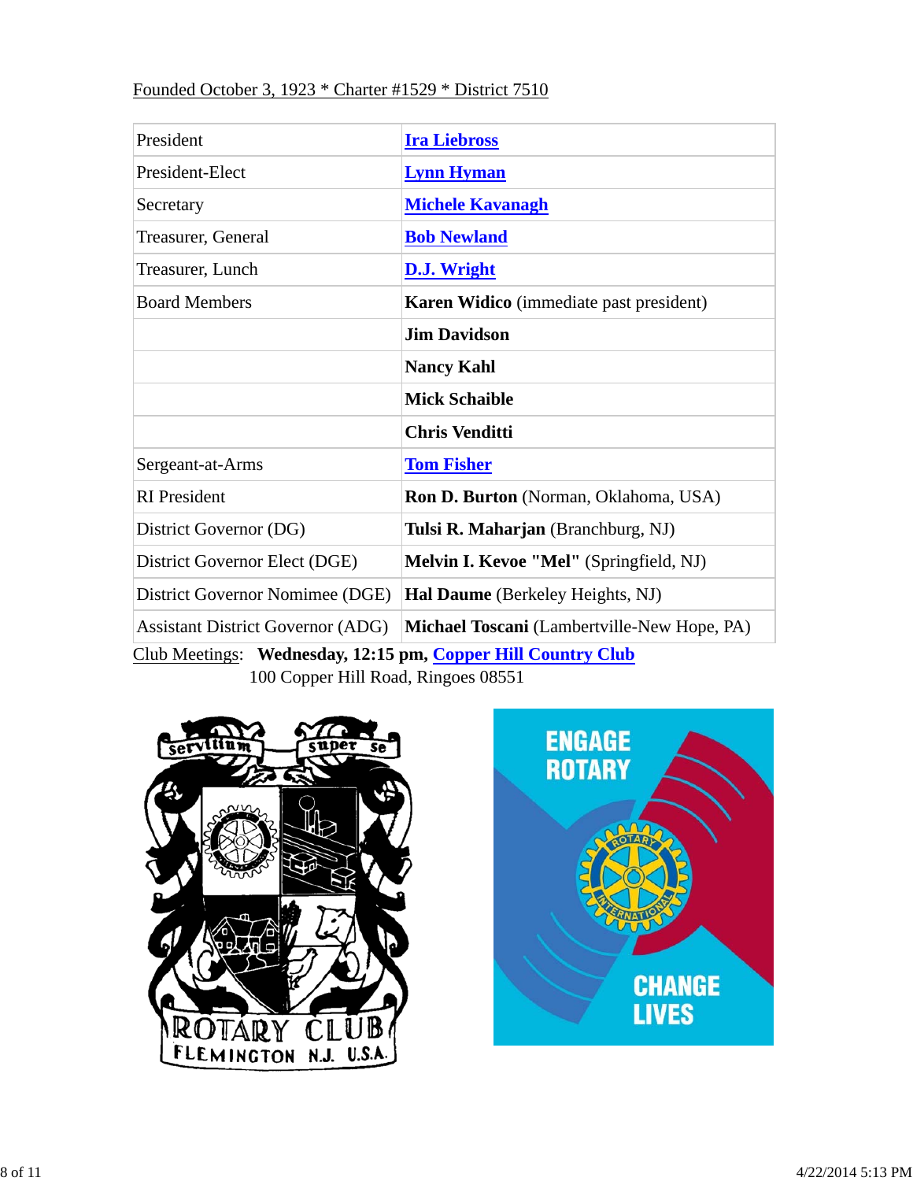Founded October 3, 1923 * Charter #1529 * District 7510

| President | **Ira Liebross** |
|---|---|
| President-Elect | **Lynn Hyman** |
| Secretary | **Michele Kavanagh** |
| Treasurer, General | **Bob Newland** |
| Treasurer, Lunch | **D.J. Wright** |
| Board Members | **Karen Widico** (immediate past president) |
| | **Jim Davidson** |
| | **Nancy Kahl** |
| | **Mick Schaible** |
| | **Chris Venditti** |
| Sergeant-at-Arms | **Tom Fisher** |
| RI President | **Ron D. Burton** (Norman, Oklahoma, USA) |
| District Governor (DG) | **Tulsi R. Maharjan** (Branchburg, NJ) |
| District Governor Elect (DGE) | **Melvin I. Kevoe "Mel"** (Springfield, NJ) |
| District Governor Nominee (DGE) | **Hal Daume** (Berkeley Heights, NJ) |
| Assistant District Governor (ADG) | **Michael Toscani** (Lambertville-New Hope, PA) |

Club Meetings: **Wednesday, 12:15 pm, Copper Hill Country Club**
100 Copper Hill Road, Ringoes 08551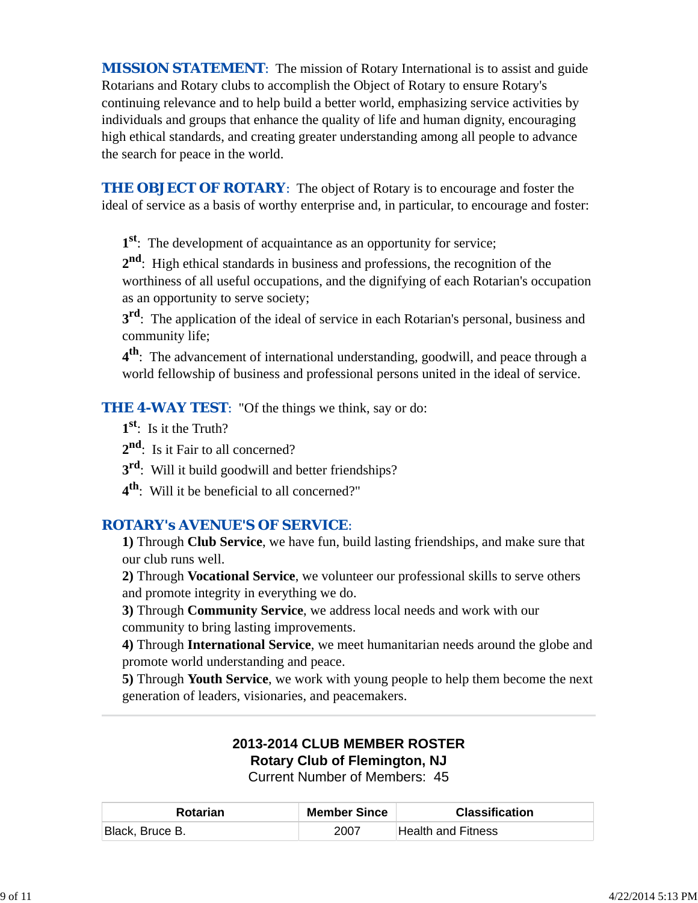**MISSION STATEMENT**: The mission of Rotary International is to assist and guide Rotarians and Rotary clubs to accomplish the Object of Rotary to ensure Rotary's continuing relevance and to help build a better world, emphasizing service activities by individuals and groups that enhance the quality of life and human dignity, encouraging high ethical standards, and creating greater understanding among all people to advance the search for peace in the world.

**THE OBJECT OF ROTARY**: The object of Rotary is to encourage and foster the ideal of service as a basis of worthy enterprise and, in particular, to encourage and foster:

1st: The development of acquaintance as an opportunity for service;

2nd: High ethical standards in business and professions, the recognition of the worthiness of all useful occupations, and the dignifying of each Rotarian's occupation as an opportunity to serve society;

3rd: The application of the ideal of service in each Rotarian's personal, business and community life;

4th: The advancement of international understanding, goodwill, and peace through a world fellowship of business and professional persons united in the ideal of service.

**THE 4-WAY TEST**: "Of the things we think, say or do:

1st: Is it the Truth?

2nd: Is it Fair to all concerned?

3rd: Will it build goodwill and better friendships?

4th: Will it be beneficial to all concerned?"

**ROTARY's AVENUE'S OF SERVICE**:

**1)** Through **Club Service**, we have fun, build lasting friendships, and make sure that our club runs well.

**2)** Through **Vocational Service**, we volunteer our professional skills to serve others and promote integrity in everything we do.

**3)** Through **Community Service**, we address local needs and work with our community to bring lasting improvements.

**4)** Through **International Service**, we meet humanitarian needs around the globe and promote world understanding and peace.

**5)** Through **Youth Service**, we work with young people to help them become the next generation of leaders, visionaries, and peacemakers.

---

## 2013-2014 CLUB MEMBER ROSTER
## Rotary Club of Flemington, NJ

Current Number of Members: 45

| Rotarian | Member Since | Classification |
|---|---|---|
| Black, Bruce B. | 2007 | Health and Fitness |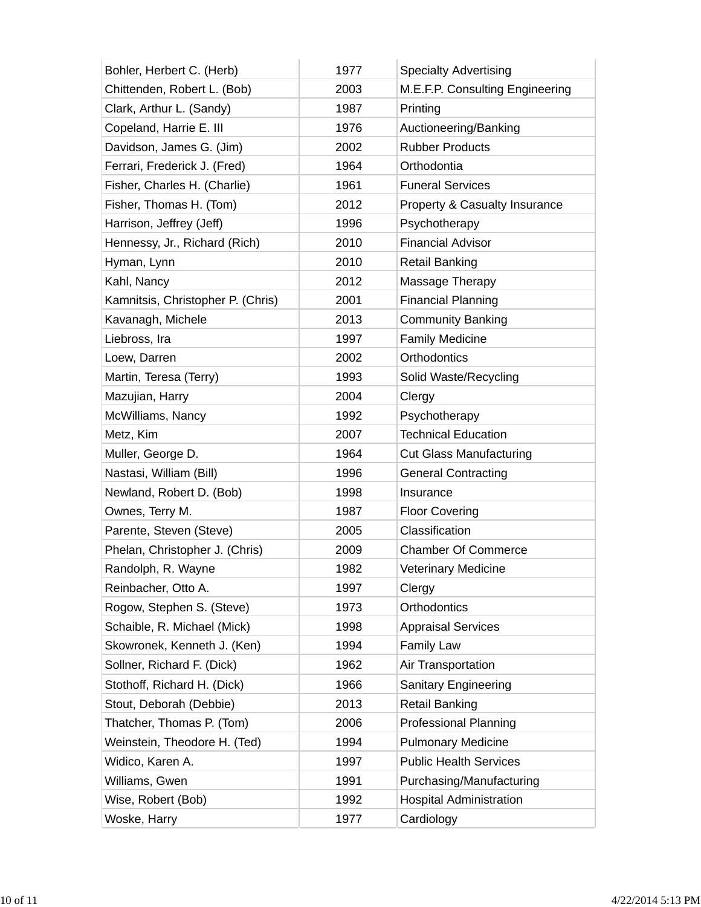| | | |
|---|---|---|
| Bohler, Herbert C. (Herb) | 1977 | Specialty Advertising |
| Chittenden, Robert L. (Bob) | 2003 | M.E.F.P. Consulting Engineering |
| Clark, Arthur L. (Sandy) | 1987 | Printing |
| Copeland, Harrie E. III | 1976 | Auctioneering/Banking |
| Davidson, James G. (Jim) | 2002 | Rubber Products |
| Ferrari, Frederick J. (Fred) | 1964 | Orthodontia |
| Fisher, Charles H. (Charlie) | 1961 | Funeral Services |
| Fisher, Thomas H. (Tom) | 2012 | Property & Casualty Insurance |
| Harrison, Jeffrey (Jeff) | 1996 | Psychotherapy |
| Hennessy, Jr., Richard (Rich) | 2010 | Financial Advisor |
| Hyman, Lynn | 2010 | Retail Banking |
| Kahl, Nancy | 2012 | Massage Therapy |
| Kamnitsis, Christopher P. (Chris) | 2001 | Financial Planning |
| Kavanagh, Michele | 2013 | Community Banking |
| Liebross, Ira | 1997 | Family Medicine |
| Loew, Darren | 2002 | Orthodontics |
| Martin, Teresa (Terry) | 1993 | Solid Waste/Recycling |
| Mazujian, Harry | 2004 | Clergy |
| McWilliams, Nancy | 1992 | Psychotherapy |
| Metz, Kim | 2007 | Technical Education |
| Muller, George D. | 1964 | Cut Glass Manufacturing |
| Nastasi, William (Bill) | 1996 | General Contracting |
| Newland, Robert D. (Bob) | 1998 | Insurance |
| Ownes, Terry M. | 1987 | Floor Covering |
| Parente, Steven (Steve) | 2005 | Classification |
| Phelan, Christopher J. (Chris) | 2009 | Chamber Of Commerce |
| Randolph, R. Wayne | 1982 | Veterinary Medicine |
| Reinbacher, Otto A. | 1997 | Clergy |
| Rogow, Stephen S. (Steve) | 1973 | Orthodontics |
| Schaible, R. Michael (Mick) | 1998 | Appraisal Services |
| Skowronek, Kenneth J. (Ken) | 1994 | Family Law |
| Sollner, Richard F. (Dick) | 1962 | Air Transportation |
| Stothoff, Richard H. (Dick) | 1966 | Sanitary Engineering |
| Stout, Deborah (Debbie) | 2013 | Retail Banking |
| Thatcher, Thomas P. (Tom) | 2006 | Professional Planning |
| Weinstein, Theodore H. (Ted) | 1994 | Pulmonary Medicine |
| Widico, Karen A. | 1997 | Public Health Services |
| Williams, Gwen | 1991 | Purchasing/Manufacturing |
| Wise, Robert (Bob) | 1992 | Hospital Administration |
| Woske, Harry | 1977 | Cardiology |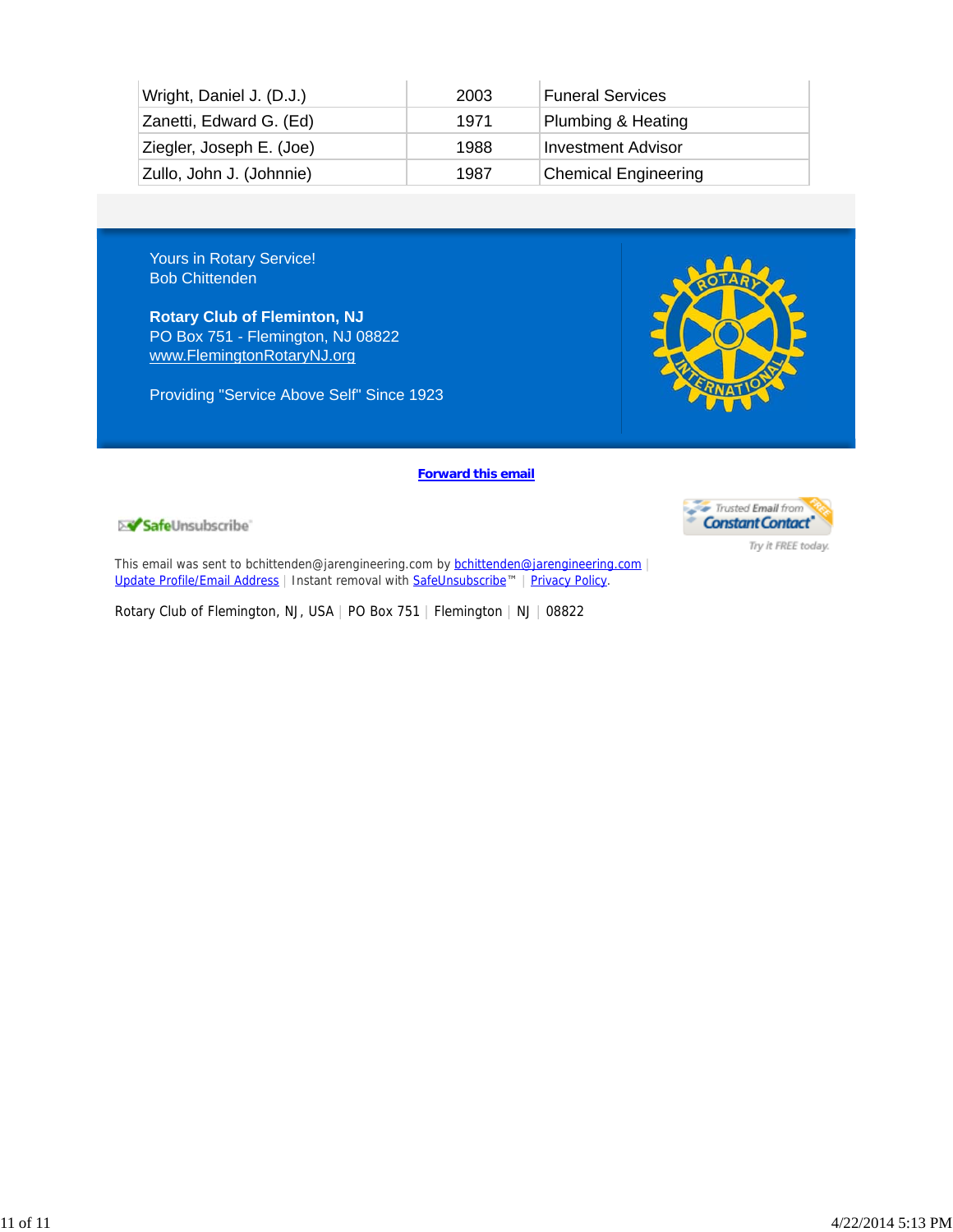| | | |
|---|---|---|
| Wright, Daniel J. (D.J.) | 2003 | Funeral Services |
| Zanetti, Edward G. (Ed) | 1971 | Plumbing & Heating |
| Ziegler, Joseph E. (Joe) | 1988 | Investment Advisor |
| Zullo, John J. (Johnnie) | 1987 | Chemical Engineering |

Yours in Rotary Service!
Bob Chittenden

**Rotary Club of Fleminton, NJ**
PO Box 751 - Flemington, NJ 08822
www.FlemingtonRotaryNJ.org

Providing "Service Above Self" Since 1923

**Forward this email**

SafeUnsubscribe®

Trusted Email from Constant Contact® FREE
Try it FREE today.

This email was sent to bchittenden@jarengineering.com by bchittenden@jarengineering.com | Update Profile/Email Address | Instant removal with SafeUnsubscribe™ | Privacy Policy.

Rotary Club of Flemington, NJ, USA | PO Box 751 | Flemington | NJ | 08822